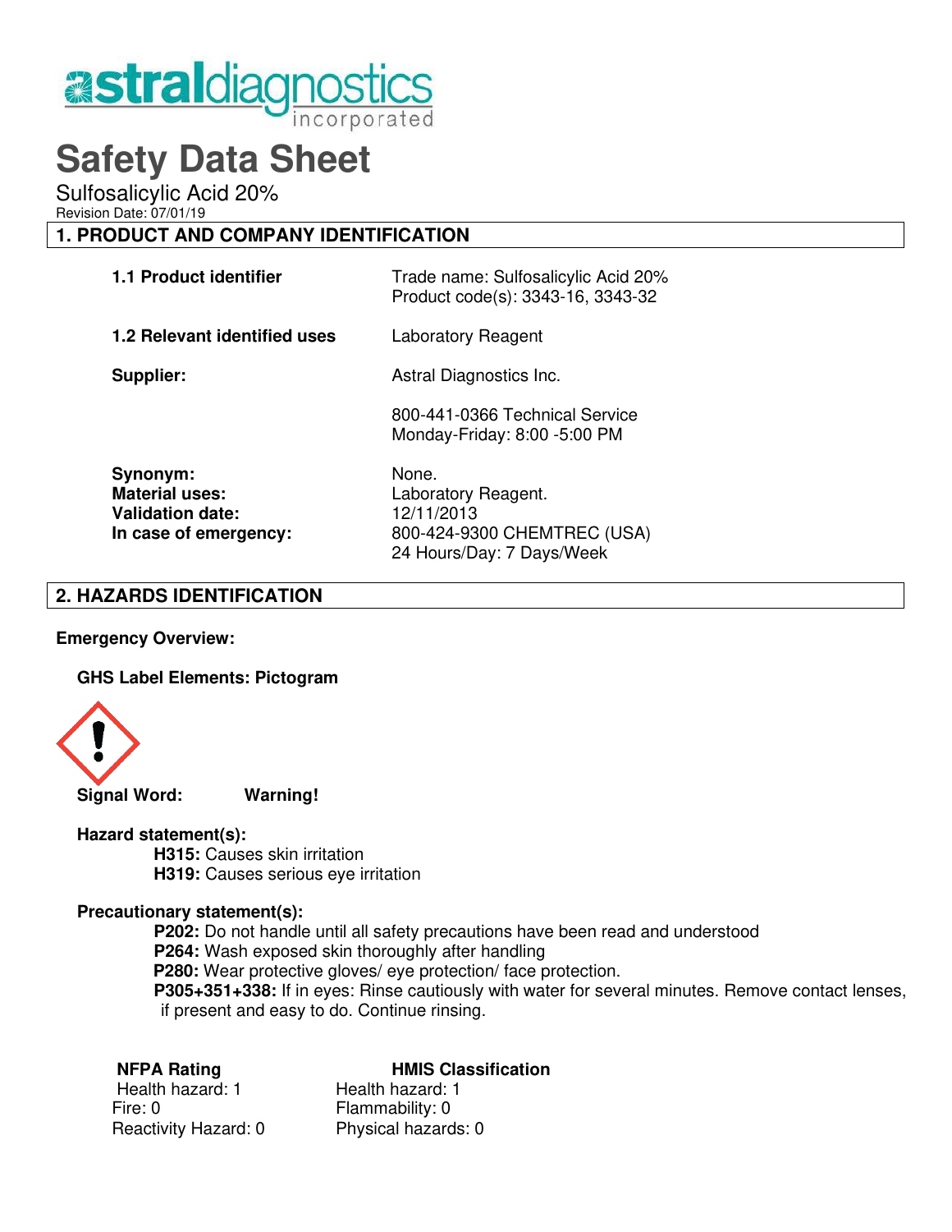# Safety Data Sheet

Sulfosalicylic Acid 20%

Revision Date: 07/01/19

## 1. PRODUCT AND COMPANY IDENTIFICATION

| | |
|---|---|
| **1.1 Product identifier** | Trade name: Sulfosalicylic Acid 20%<br>Product code(s): 3343-16, 3343-32 |
| **1.2 Relevant identified uses** | Laboratory Reagent |
| **Supplier:** | Astral Diagnostics Inc.<br><br>800-441-0366 Technical Service<br>Monday-Friday: 8:00 -5:00 PM |
| **Synonym:** | None. |
| **Material uses:** | Laboratory Reagent. |
| **Validation date:** | 12/11/2013 |
| **In case of emergency:** | 800-424-9300 CHEMTREC (USA)<br>24 Hours/Day: 7 Days/Week |

## 2. HAZARDS IDENTIFICATION

**Emergency Overview:**

**GHS Label Elements: Pictogram**

**Signal Word:** **Warning!**

**Hazard statement(s):**

**H315:** Causes skin irritation
**H319:** Causes serious eye irritation

**Precautionary statement(s):**

**P202:** Do not handle until all safety precautions have been read and understood
**P264:** Wash exposed skin thoroughly after handling
**P280:** Wear protective gloves/ eye protection/ face protection.
**P305+351+338:** If in eyes: Rinse cautiously with water for several minutes. Remove contact lenses, if present and easy to do. Continue rinsing.

| **NFPA Rating** | **HMIS Classification** |
|---|---|
| Health hazard: 1 | Health hazard: 1 |
| Fire: 0 | Flammability: 0 |
| Reactivity Hazard: 0 | Physical hazards: 0 |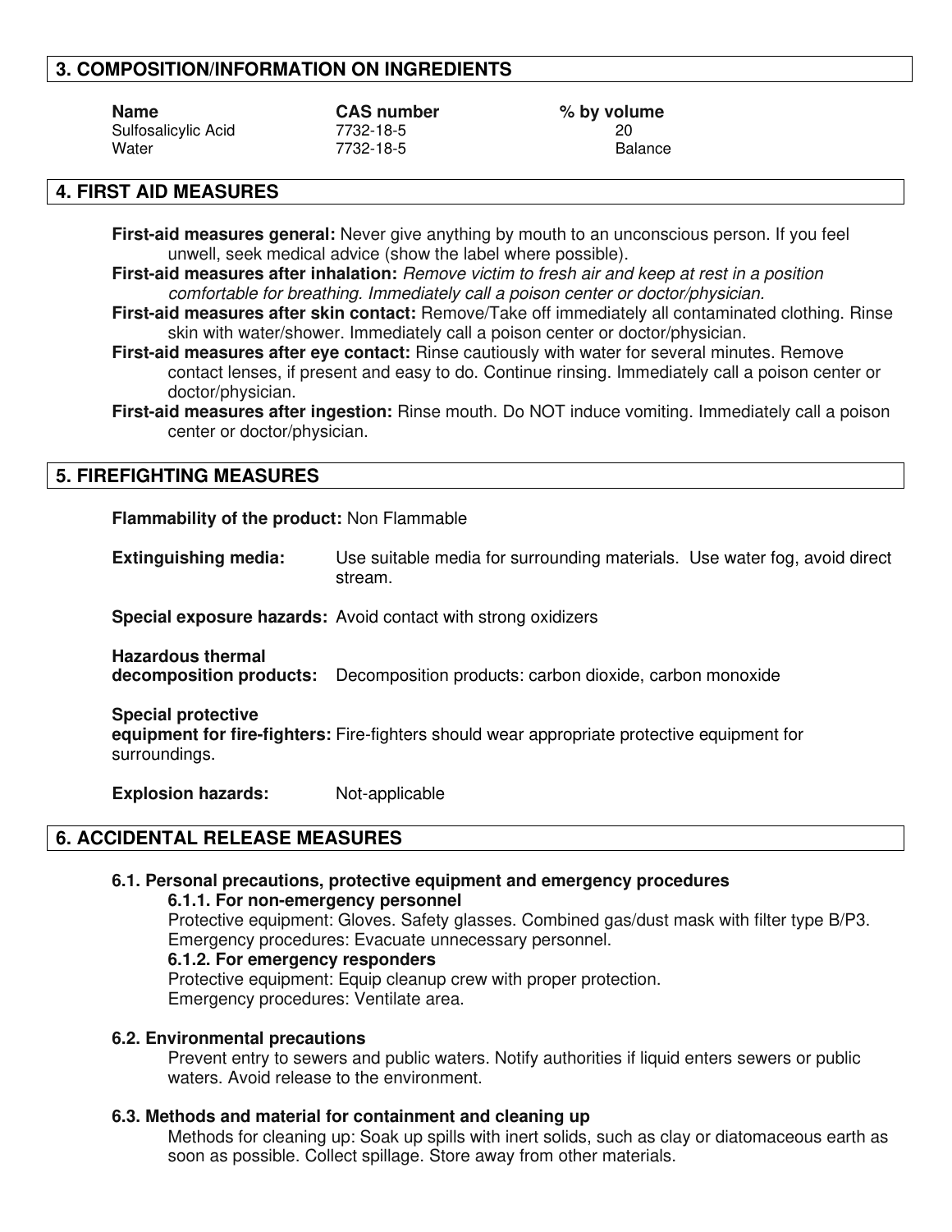## 3. COMPOSITION/INFORMATION ON INGREDIENTS

| Name | CAS number | % by volume |
| --- | --- | --- |
| Sulfosalicylic Acid | 7732-18-5 | 20 |
| Water | 7732-18-5 | Balance |

## 4. FIRST AID MEASURES

**First-aid measures general:** Never give anything by mouth to an unconscious person. If you feel unwell, seek medical advice (show the label where possible).

**First-aid measures after inhalation:** *Remove victim to fresh air and keep at rest in a position comfortable for breathing. Immediately call a poison center or doctor/physician.*

**First-aid measures after skin contact:** Remove/Take off immediately all contaminated clothing. Rinse skin with water/shower. Immediately call a poison center or doctor/physician.

**First-aid measures after eye contact:** Rinse cautiously with water for several minutes. Remove contact lenses, if present and easy to do. Continue rinsing. Immediately call a poison center or doctor/physician.

**First-aid measures after ingestion:** Rinse mouth. Do NOT induce vomiting. Immediately call a poison center or doctor/physician.

## 5. FIREFIGHTING MEASURES

**Flammability of the product:** Non Flammable

**Extinguishing media:** Use suitable media for surrounding materials. Use water fog, avoid direct stream.

**Special exposure hazards:** Avoid contact with strong oxidizers

**Hazardous thermal decomposition products:** Decomposition products: carbon dioxide, carbon monoxide

**Special protective equipment for fire-fighters:** Fire-fighters should wear appropriate protective equipment for surroundings.

**Explosion hazards:** Not-applicable

## 6. ACCIDENTAL RELEASE MEASURES

### 6.1. Personal precautions, protective equipment and emergency procedures

#### 6.1.1. For non-emergency personnel

Protective equipment: Gloves. Safety glasses. Combined gas/dust mask with filter type B/P3.
Emergency procedures: Evacuate unnecessary personnel.

#### 6.1.2. For emergency responders

Protective equipment: Equip cleanup crew with proper protection.
Emergency procedures: Ventilate area.

### 6.2. Environmental precautions

Prevent entry to sewers and public waters. Notify authorities if liquid enters sewers or public waters. Avoid release to the environment.

### 6.3. Methods and material for containment and cleaning up

Methods for cleaning up: Soak up spills with inert solids, such as clay or diatomaceous earth as soon as possible. Collect spillage. Store away from other materials.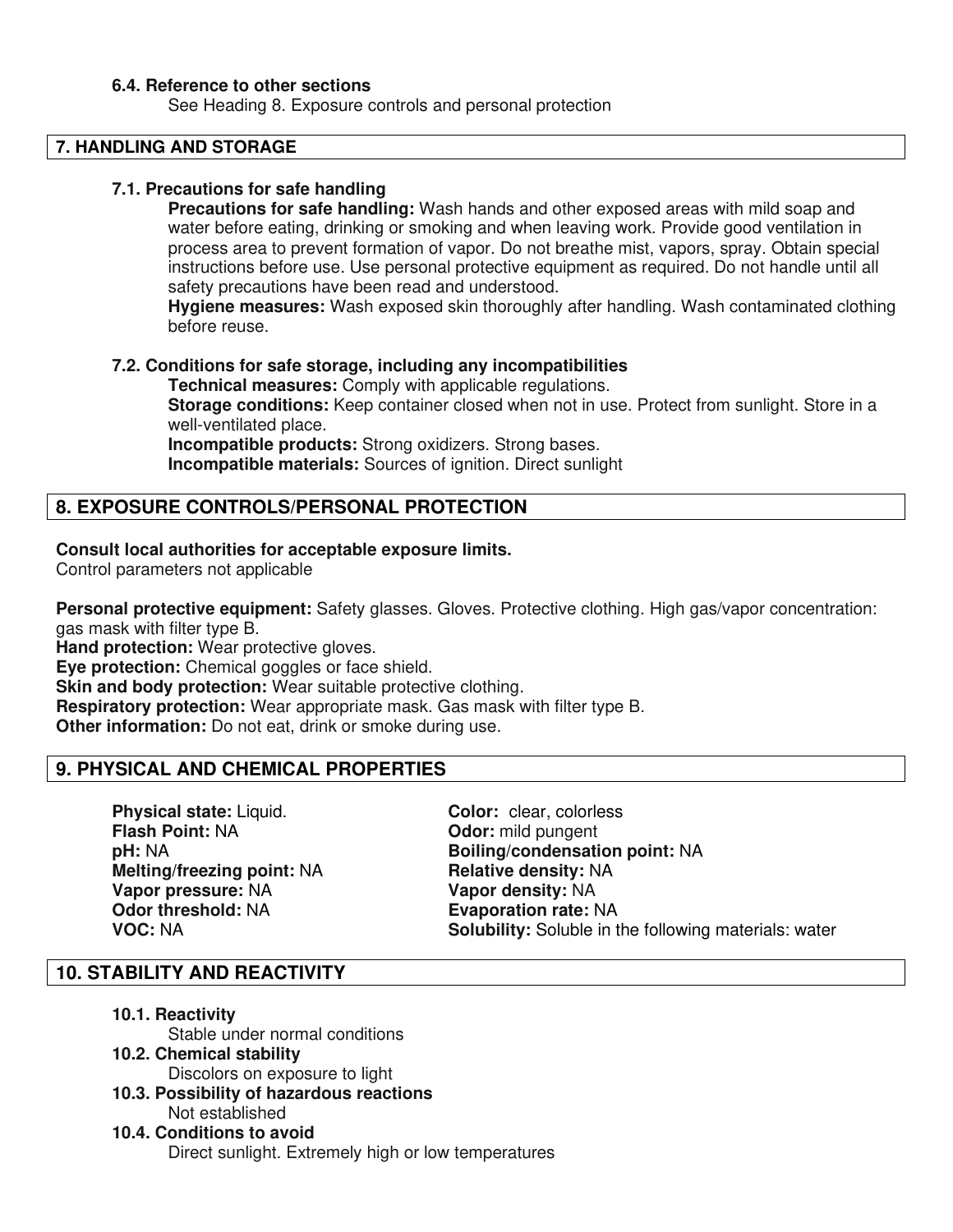### 6.4. Reference to other sections

See Heading 8. Exposure controls and personal protection

## 7. HANDLING AND STORAGE

### 7.1. Precautions for safe handling

**Precautions for safe handling:** Wash hands and other exposed areas with mild soap and water before eating, drinking or smoking and when leaving work. Provide good ventilation in process area to prevent formation of vapor. Do not breathe mist, vapors, spray. Obtain special instructions before use. Use personal protective equipment as required. Do not handle until all safety precautions have been read and understood.

**Hygiene measures:** Wash exposed skin thoroughly after handling. Wash contaminated clothing before reuse.

### 7.2. Conditions for safe storage, including any incompatibilities

**Technical measures:** Comply with applicable regulations.

**Storage conditions:** Keep container closed when not in use. Protect from sunlight. Store in a well-ventilated place.

**Incompatible products:** Strong oxidizers. Strong bases.

**Incompatible materials:** Sources of ignition. Direct sunlight

## 8. EXPOSURE CONTROLS/PERSONAL PROTECTION

**Consult local authorities for acceptable exposure limits.**

Control parameters not applicable

**Personal protective equipment:** Safety glasses. Gloves. Protective clothing. High gas/vapor concentration: gas mask with filter type B.

**Hand protection:** Wear protective gloves.

**Eye protection:** Chemical goggles or face shield.

**Skin and body protection:** Wear suitable protective clothing.

**Respiratory protection:** Wear appropriate mask. Gas mask with filter type B.

**Other information:** Do not eat, drink or smoke during use.

## 9. PHYSICAL AND CHEMICAL PROPERTIES

**Physical state:** Liquid.

**Color:** clear, colorless

**Flash Point:** NA

**Odor:** mild pungent

**pH:** NA

**Boiling/condensation point:** NA

**Melting/freezing point:** NA

**Relative density:** NA

**Vapor pressure:** NA

**Vapor density:** NA

**Odor threshold:** NA

**Evaporation rate:** NA

**VOC:** NA

**Solubility:** Soluble in the following materials: water

## 10. STABILITY AND REACTIVITY

### 10.1. Reactivity

Stable under normal conditions

### 10.2. Chemical stability

Discolors on exposure to light

### 10.3. Possibility of hazardous reactions

Not established

### 10.4. Conditions to avoid

Direct sunlight. Extremely high or low temperatures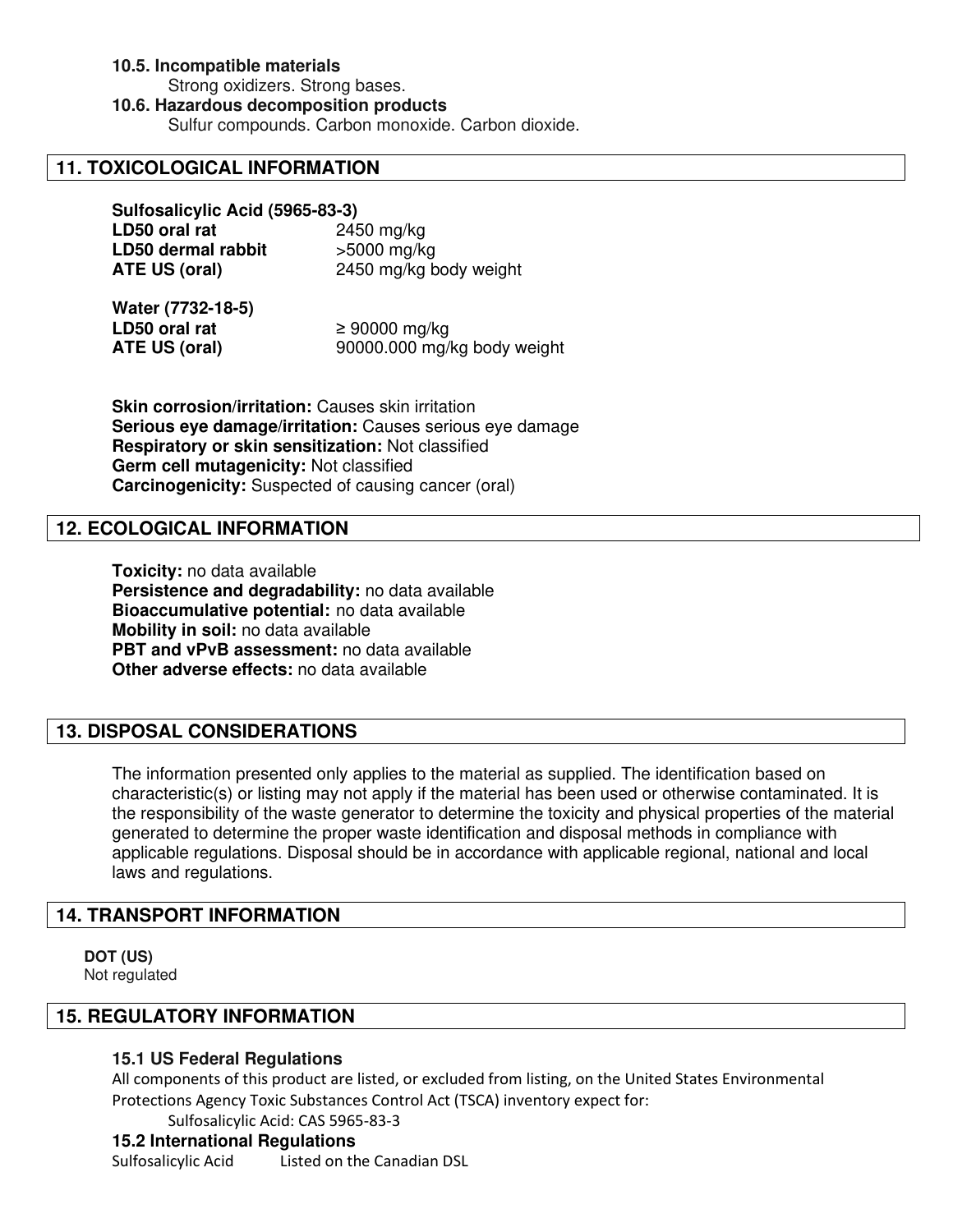**10.5. Incompatible materials**

Strong oxidizers. Strong bases.

**10.6. Hazardous decomposition products**

Sulfur compounds. Carbon monoxide. Carbon dioxide.

## 11. TOXICOLOGICAL INFORMATION

**Sulfosalicylic Acid (5965-83-3)**

| | |
|---|---|
| **LD50 oral rat** | 2450 mg/kg |
| **LD50 dermal rabbit** | >5000 mg/kg |
| **ATE US (oral)** | 2450 mg/kg body weight |

**Water (7732-18-5)**

| | |
|---|---|
| **LD50 oral rat** | ≥ 90000 mg/kg |
| **ATE US (oral)** | 90000.000 mg/kg body weight |

**Skin corrosion/irritation:** Causes skin irritation
**Serious eye damage/irritation:** Causes serious eye damage
**Respiratory or skin sensitization:** Not classified
**Germ cell mutagenicity:** Not classified
**Carcinogenicity:** Suspected of causing cancer (oral)

## 12. ECOLOGICAL INFORMATION

**Toxicity:** no data available
**Persistence and degradability:** no data available
**Bioaccumulative potential:** no data available
**Mobility in soil:** no data available
**PBT and vPvB assessment:** no data available
**Other adverse effects:** no data available

## 13. DISPOSAL CONSIDERATIONS

The information presented only applies to the material as supplied. The identification based on characteristic(s) or listing may not apply if the material has been used or otherwise contaminated. It is the responsibility of the waste generator to determine the toxicity and physical properties of the material generated to determine the proper waste identification and disposal methods in compliance with applicable regulations. Disposal should be in accordance with applicable regional, national and local laws and regulations.

## 14. TRANSPORT INFORMATION

**DOT (US)**
Not regulated

## 15. REGULATORY INFORMATION

### 15.1 US Federal Regulations

All components of this product are listed, or excluded from listing, on the United States Environmental Protections Agency Toxic Substances Control Act (TSCA) inventory expect for:

Sulfosalicylic Acid: CAS 5965-83-3

### 15.2 International Regulations

Sulfosalicylic Acid Listed on the Canadian DSL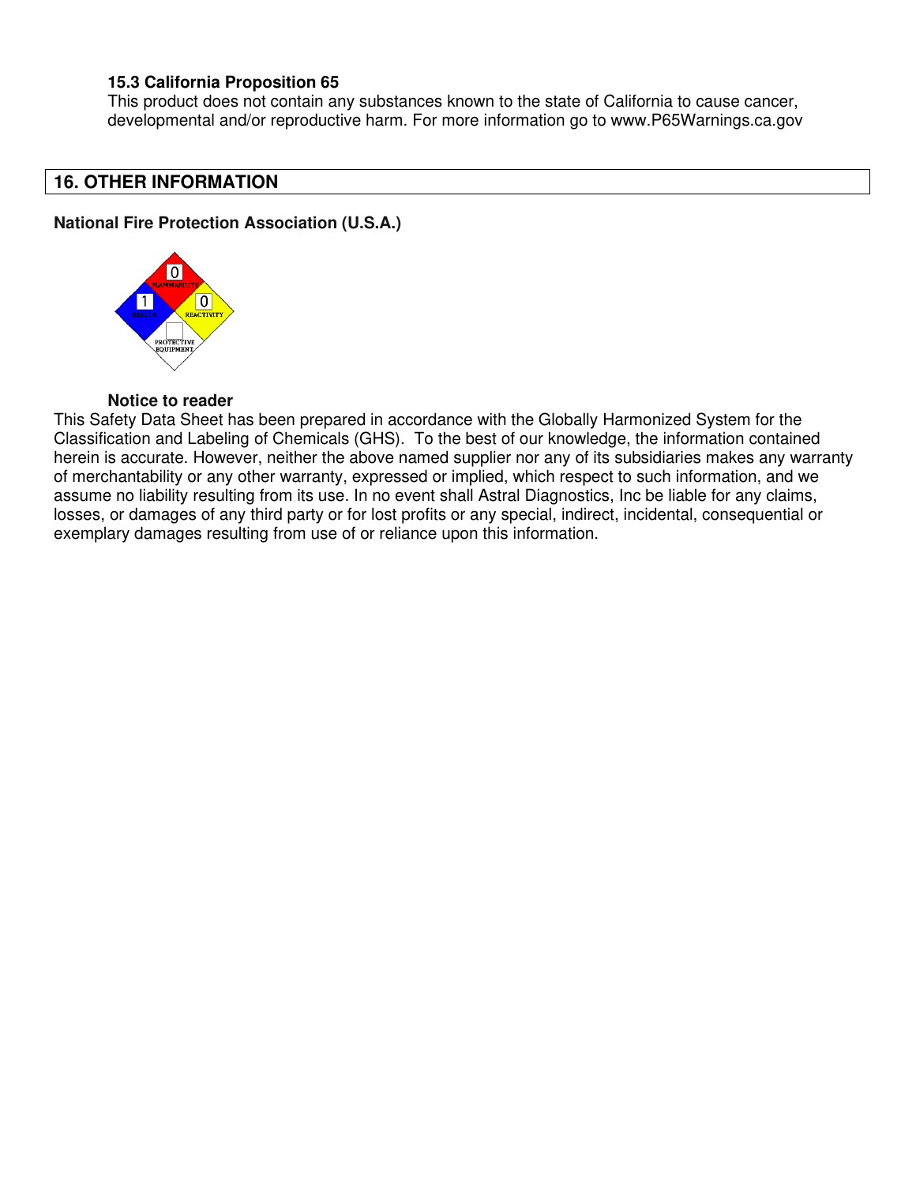### 15.3 California Proposition 65

This product does not contain any substances known to the state of California to cause cancer, developmental and/or reproductive harm. For more information go to www.P65Warnings.ca.gov

## 16. OTHER INFORMATION

**National Fire Protection Association (U.S.A.)**

0
FLAMMABILITY
1
HEALTH
0
REACTIVITY
PROTECTIVE EQUIPMENT

**Notice to reader**

This Safety Data Sheet has been prepared in accordance with the Globally Harmonized System for the Classification and Labeling of Chemicals (GHS). To the best of our knowledge, the information contained herein is accurate. However, neither the above named supplier nor any of its subsidiaries makes any warranty of merchantability or any other warranty, expressed or implied, which respect to such information, and we assume no liability resulting from its use. In no event shall Astral Diagnostics, Inc be liable for any claims, losses, or damages of any third party or for lost profits or any special, indirect, incidental, consequential or exemplary damages resulting from use of or reliance upon this information.